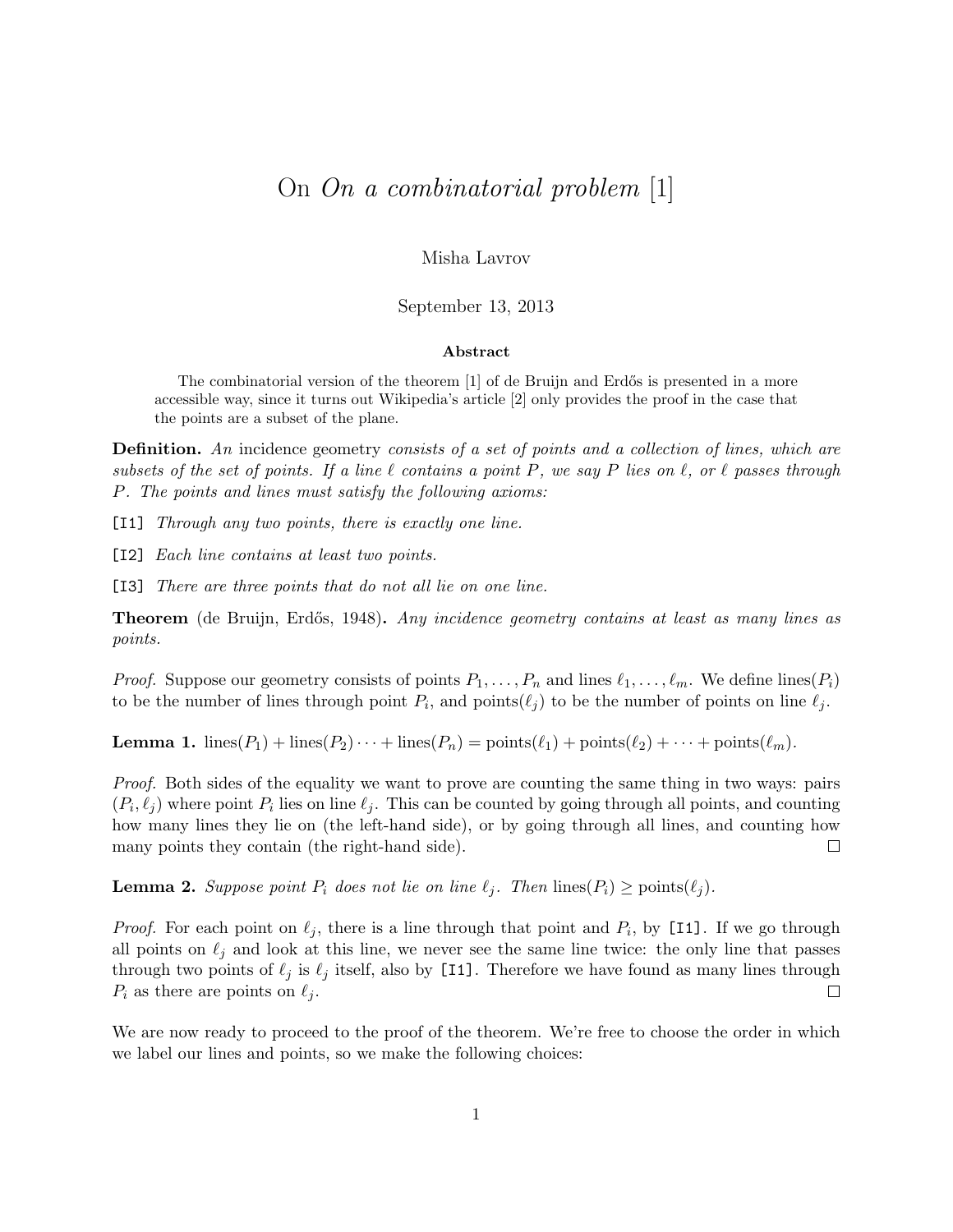# On *On a combinatorial problem* [1]

Misha Lavrov

September 13, 2013

**Abstract**

The combinatorial version of the theorem [1] of de Bruijn and Erdős is presented in a more accessible way, since it turns out Wikipedia's article [2] only provides the proof in the case that the points are a subset of the plane.

**Definition.** *An* incidence geometry *consists of a set of points and a collection of lines, which are subsets of the set of points. If a line $\ell$ contains a point $P$, we say $P$ lies on $\ell$, or $\ell$ passes through $P$. The points and lines must satisfy the following axioms:*

[I1] *Through any two points, there is exactly one line.*

[I2] *Each line contains at least two points.*

[I3] *There are three points that do not all lie on one line.*

**Theorem** (de Bruijn, Erdős, 1948)**.** *Any incidence geometry contains at least as many lines as points.*

*Proof.* Suppose our geometry consists of points $P_1, \ldots, P_n$ and lines $\ell_1, \ldots, \ell_m$. We define $\text{lines}(P_i)$ to be the number of lines through point $P_i$, and $\text{points}(\ell_j)$ to be the number of points on line $\ell_j$.

**Lemma 1.** $\text{lines}(P_1) + \text{lines}(P_2) \cdots + \text{lines}(P_n) = \text{points}(\ell_1) + \text{points}(\ell_2) + \cdots + \text{points}(\ell_m)$.

*Proof.* Both sides of the equality we want to prove are counting the same thing in two ways: pairs $(P_i, \ell_j)$ where point $P_i$ lies on line $\ell_j$. This can be counted by going through all points, and counting how many lines they lie on (the left-hand side), or by going through all lines, and counting how many points they contain (the right-hand side). □

**Lemma 2.** *Suppose point $P_i$ does not lie on line $\ell_j$. Then $\text{lines}(P_i) \geq \text{points}(\ell_j)$.*

*Proof.* For each point on $\ell_j$, there is a line through that point and $P_i$, by [I1]. If we go through all points on $\ell_j$ and look at this line, we never see the same line twice: the only line that passes through two points of $\ell_j$ is $\ell_j$ itself, also by [I1]. Therefore we have found as many lines through $P_i$ as there are points on $\ell_j$. □

We are now ready to proceed to the proof of the theorem. We're free to choose the order in which we label our lines and points, so we make the following choices: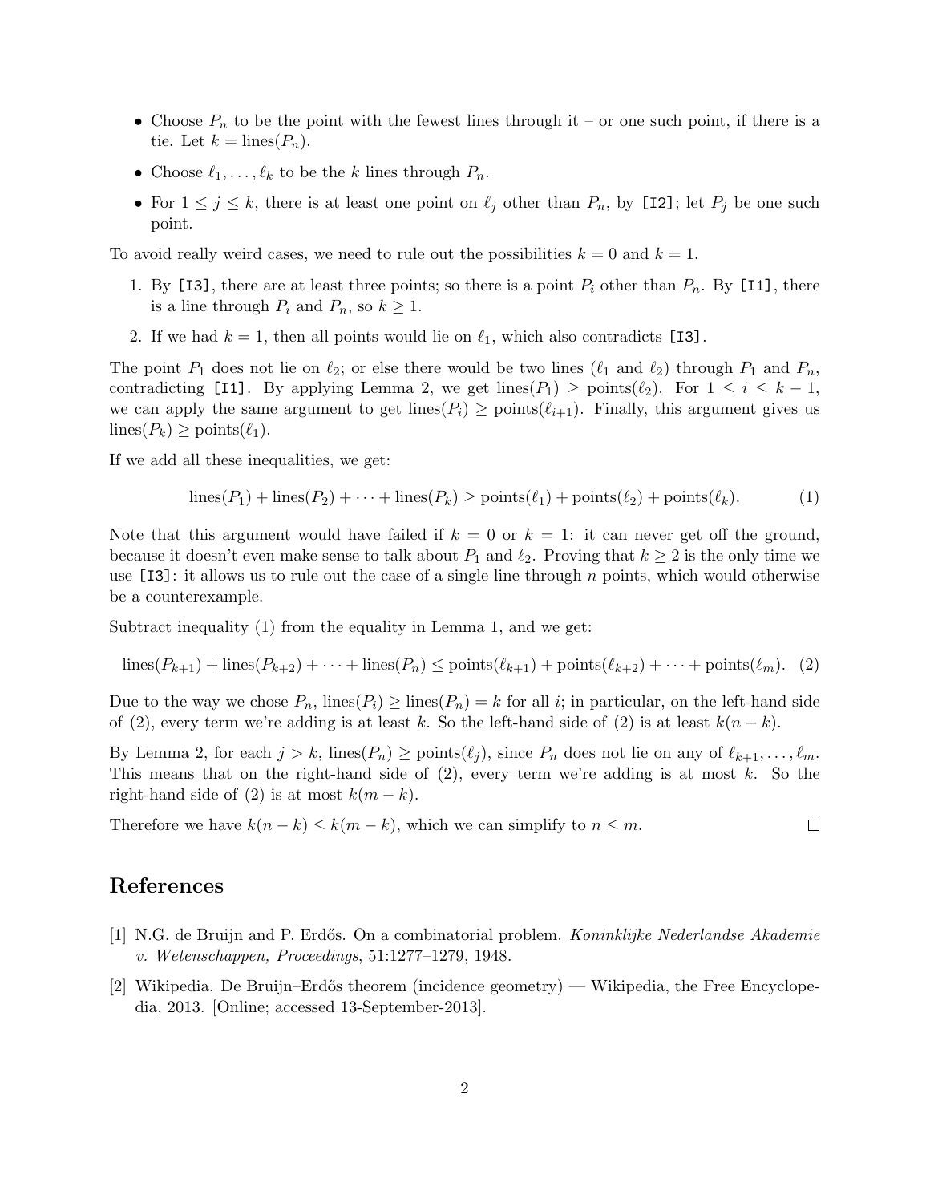- Choose $P_n$ to be the point with the fewest lines through it – or one such point, if there is a tie. Let $k = \text{lines}(P_n)$.
- Choose $\ell_1, \ldots, \ell_k$ to be the $k$ lines through $P_n$.
- For $1 \leq j \leq k$, there is at least one point on $\ell_j$ other than $P_n$, by [I2]; let $P_j$ be one such point.

To avoid really weird cases, we need to rule out the possibilities $k = 0$ and $k = 1$.

1. By [I3], there are at least three points; so there is a point $P_i$ other than $P_n$. By [I1], there is a line through $P_i$ and $P_n$, so $k \geq 1$.
2. If we had $k = 1$, then all points would lie on $\ell_1$, which also contradicts [I3].

The point $P_1$ does not lie on $\ell_2$; or else there would be two lines ($\ell_1$ and $\ell_2$) through $P_1$ and $P_n$, contradicting [I1]. By applying Lemma 2, we get $\text{lines}(P_1) \geq \text{points}(\ell_2)$. For $1 \leq i \leq k - 1$, we can apply the same argument to get $\text{lines}(P_i) \geq \text{points}(\ell_{i+1})$. Finally, this argument gives us $\text{lines}(P_k) \geq \text{points}(\ell_1)$.

If we add all these inequalities, we get:

$$\text{lines}(P_1) + \text{lines}(P_2) + \cdots + \text{lines}(P_k) \geq \text{points}(\ell_1) + \text{points}(\ell_2) + \text{points}(\ell_k). \tag{1}$$

Note that this argument would have failed if $k = 0$ or $k = 1$: it can never get off the ground, because it doesn't even make sense to talk about $P_1$ and $\ell_2$. Proving that $k \geq 2$ is the only time we use [I3]: it allows us to rule out the case of a single line through $n$ points, which would otherwise be a counterexample.

Subtract inequality (1) from the equality in Lemma 1, and we get:

$$\text{lines}(P_{k+1}) + \text{lines}(P_{k+2}) + \cdots + \text{lines}(P_n) \leq \text{points}(\ell_{k+1}) + \text{points}(\ell_{k+2}) + \cdots + \text{points}(\ell_m). \tag{2}$$

Due to the way we chose $P_n$, $\text{lines}(P_i) \geq \text{lines}(P_n) = k$ for all $i$; in particular, on the left-hand side of (2), every term we're adding is at least $k$. So the left-hand side of (2) is at least $k(n - k)$.

By Lemma 2, for each $j > k$, $\text{lines}(P_n) \geq \text{points}(\ell_j)$, since $P_n$ does not lie on any of $\ell_{k+1}, \ldots, \ell_m$. This means that on the right-hand side of (2), every term we're adding is at most $k$. So the right-hand side of (2) is at most $k(m - k)$.

Therefore we have $k(n - k) \leq k(m - k)$, which we can simplify to $n \leq m$. □

## References

[1] N.G. de Bruijn and P. Erdős. On a combinatorial problem. *Koninklijke Nederlandse Akademie v. Wetenschappen, Proceedings*, 51:1277–1279, 1948.

[2] Wikipedia. De Bruijn–Erdős theorem (incidence geometry) — Wikipedia, the Free Encyclopedia, 2013. [Online; accessed 13-September-2013].